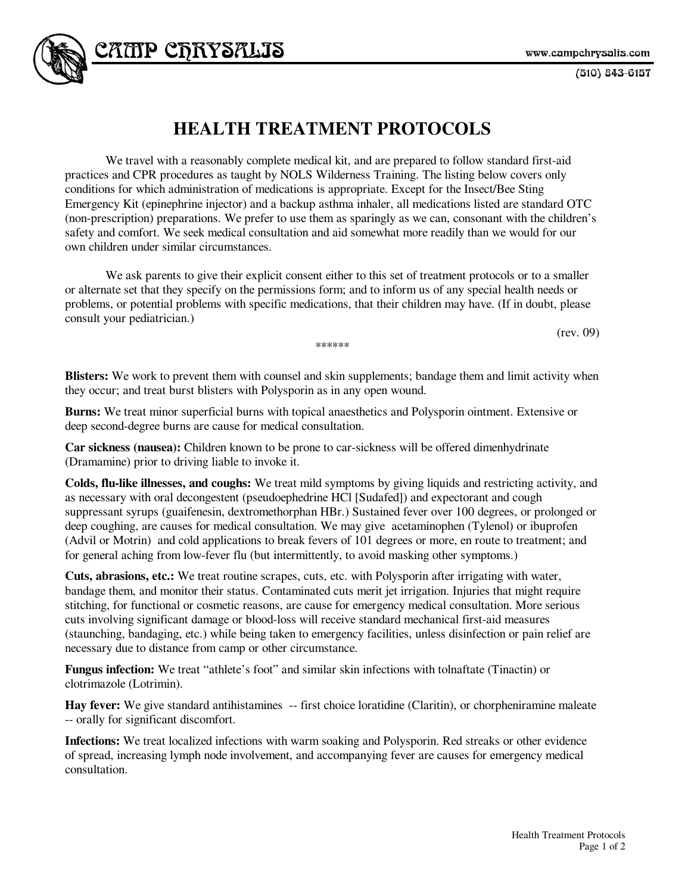CAMP CHRYSALIS

www.campchrysalis.com

(510) 843-6157

# HEALTH TREATMENT PROTOCOLS

We travel with a reasonably complete medical kit, and are prepared to follow standard first-aid practices and CPR procedures as taught by NOLS Wilderness Training. The listing below covers only conditions for which administration of medications is appropriate. Except for the Insect/Bee Sting Emergency Kit (epinephrine injector) and a backup asthma inhaler, all medications listed are standard OTC (non-prescription) preparations. We prefer to use them as sparingly as we can, consonant with the children's safety and comfort. We seek medical consultation and aid somewhat more readily than we would for our own children under similar circumstances.

We ask parents to give their explicit consent either to this set of treatment protocols or to a smaller or alternate set that they specify on the permissions form; and to inform us of any special health needs or problems, or potential problems with specific medications, that their children may have. (If in doubt, please consult your pediatrician.)

(rev. 09)

******

**Blisters:** We work to prevent them with counsel and skin supplements; bandage them and limit activity when they occur; and treat burst blisters with Polysporin as in any open wound.

**Burns:** We treat minor superficial burns with topical anaesthetics and Polysporin ointment. Extensive or deep second-degree burns are cause for medical consultation.

**Car sickness (nausea):** Children known to be prone to car-sickness will be offered dimenhydrinate (Dramamine) prior to driving liable to invoke it.

**Colds, flu-like illnesses, and coughs:** We treat mild symptoms by giving liquids and restricting activity, and as necessary with oral decongestent (pseudoephedrine HCl [Sudafed]) and expectorant and cough suppressant syrups (guaifenesin, dextromethorphan HBr.) Sustained fever over 100 degrees, or prolonged or deep coughing, are causes for medical consultation. We may give acetaminophen (Tylenol) or ibuprofen (Advil or Motrin) and cold applications to break fevers of 101 degrees or more, en route to treatment; and for general aching from low-fever flu (but intermittently, to avoid masking other symptoms.)

**Cuts, abrasions, etc.:** We treat routine scrapes, cuts, etc. with Polysporin after irrigating with water, bandage them, and monitor their status. Contaminated cuts merit jet irrigation. Injuries that might require stitching, for functional or cosmetic reasons, are cause for emergency medical consultation. More serious cuts involving significant damage or blood-loss will receive standard mechanical first-aid measures (staunching, bandaging, etc.) while being taken to emergency facilities, unless disinfection or pain relief are necessary due to distance from camp or other circumstance.

**Fungus infection:** We treat "athlete's foot" and similar skin infections with tolnaftate (Tinactin) or clotrimazole (Lotrimin).

**Hay fever:** We give standard antihistamines -- first choice loratidine (Claritin), or chorpheniramine maleate -- orally for significant discomfort.

**Infections:** We treat localized infections with warm soaking and Polysporin. Red streaks or other evidence of spread, increasing lymph node involvement, and accompanying fever are causes for emergency medical consultation.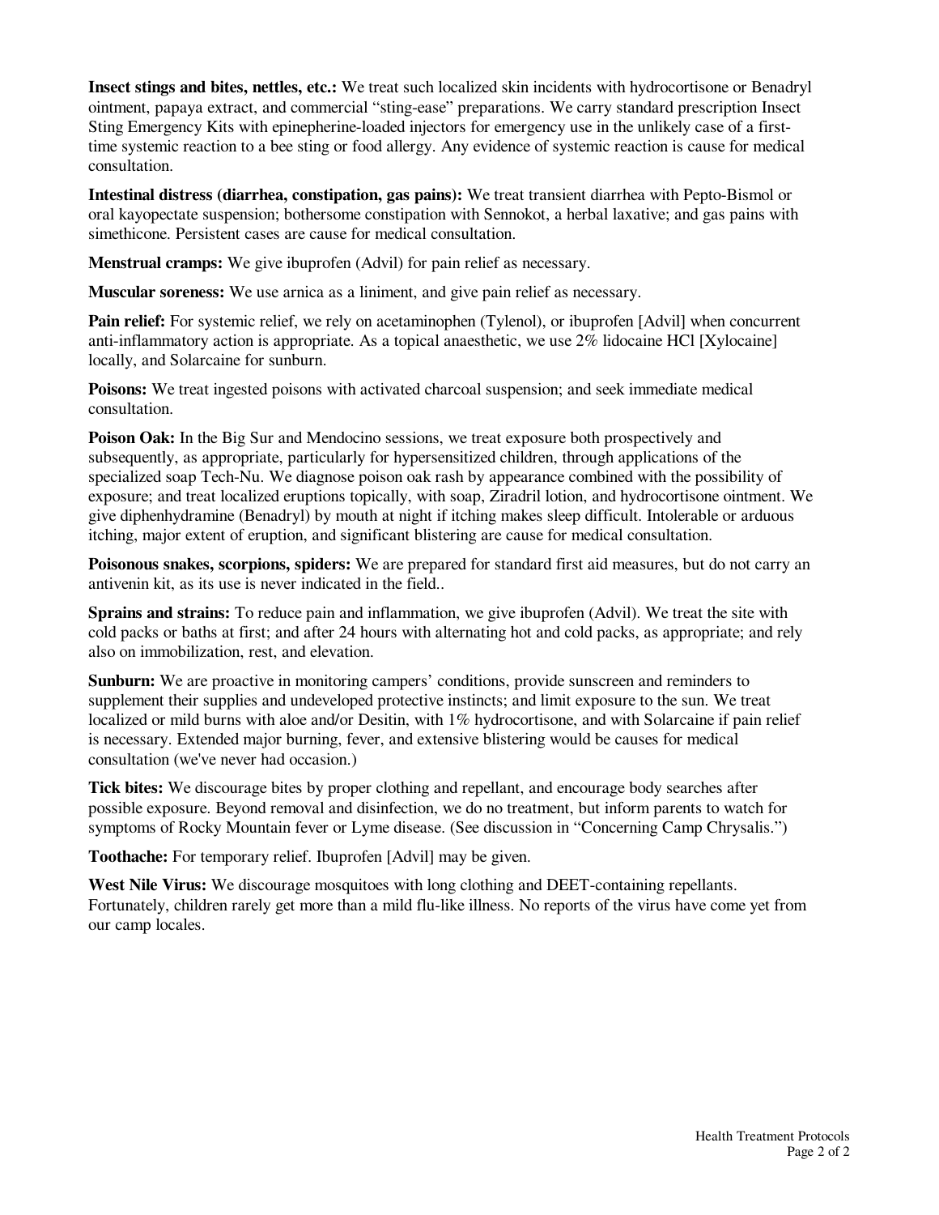**Insect stings and bites, nettles, etc.:** We treat such localized skin incidents with hydrocortisone or Benadryl ointment, papaya extract, and commercial "sting-ease" preparations. We carry standard prescription Insect Sting Emergency Kits with epinepherine-loaded injectors for emergency use in the unlikely case of a first-time systemic reaction to a bee sting or food allergy. Any evidence of systemic reaction is cause for medical consultation.

**Intestinal distress (diarrhea, constipation, gas pains):** We treat transient diarrhea with Pepto-Bismol or oral kayopectate suspension; bothersome constipation with Sennokot, a herbal laxative; and gas pains with simethicone. Persistent cases are cause for medical consultation.

**Menstrual cramps:** We give ibuprofen (Advil) for pain relief as necessary.

**Muscular soreness:** We use arnica as a liniment, and give pain relief as necessary.

**Pain relief:** For systemic relief, we rely on acetaminophen (Tylenol), or ibuprofen [Advil] when concurrent anti-inflammatory action is appropriate. As a topical anaesthetic, we use 2% lidocaine HCl [Xylocaine] locally, and Solarcaine for sunburn.

**Poisons:** We treat ingested poisons with activated charcoal suspension; and seek immediate medical consultation.

**Poison Oak:** In the Big Sur and Mendocino sessions, we treat exposure both prospectively and subsequently, as appropriate, particularly for hypersensitized children, through applications of the specialized soap Tech-Nu. We diagnose poison oak rash by appearance combined with the possibility of exposure; and treat localized eruptions topically, with soap, Ziradril lotion, and hydrocortisone ointment. We give diphenhydramine (Benadryl) by mouth at night if itching makes sleep difficult. Intolerable or arduous itching, major extent of eruption, and significant blistering are cause for medical consultation.

**Poisonous snakes, scorpions, spiders:** We are prepared for standard first aid measures, but do not carry an antivenin kit, as its use is never indicated in the field..

**Sprains and strains:** To reduce pain and inflammation, we give ibuprofen (Advil). We treat the site with cold packs or baths at first; and after 24 hours with alternating hot and cold packs, as appropriate; and rely also on immobilization, rest, and elevation.

**Sunburn:** We are proactive in monitoring campers' conditions, provide sunscreen and reminders to supplement their supplies and undeveloped protective instincts; and limit exposure to the sun. We treat localized or mild burns with aloe and/or Desitin, with 1% hydrocortisone, and with Solarcaine if pain relief is necessary. Extended major burning, fever, and extensive blistering would be causes for medical consultation (we've never had occasion.)

**Tick bites:** We discourage bites by proper clothing and repellant, and encourage body searches after possible exposure. Beyond removal and disinfection, we do no treatment, but inform parents to watch for symptoms of Rocky Mountain fever or Lyme disease. (See discussion in "Concerning Camp Chrysalis.")

**Toothache:** For temporary relief. Ibuprofen [Advil] may be given.

**West Nile Virus:** We discourage mosquitoes with long clothing and DEET-containing repellants. Fortunately, children rarely get more than a mild flu-like illness. No reports of the virus have come yet from our camp locales.